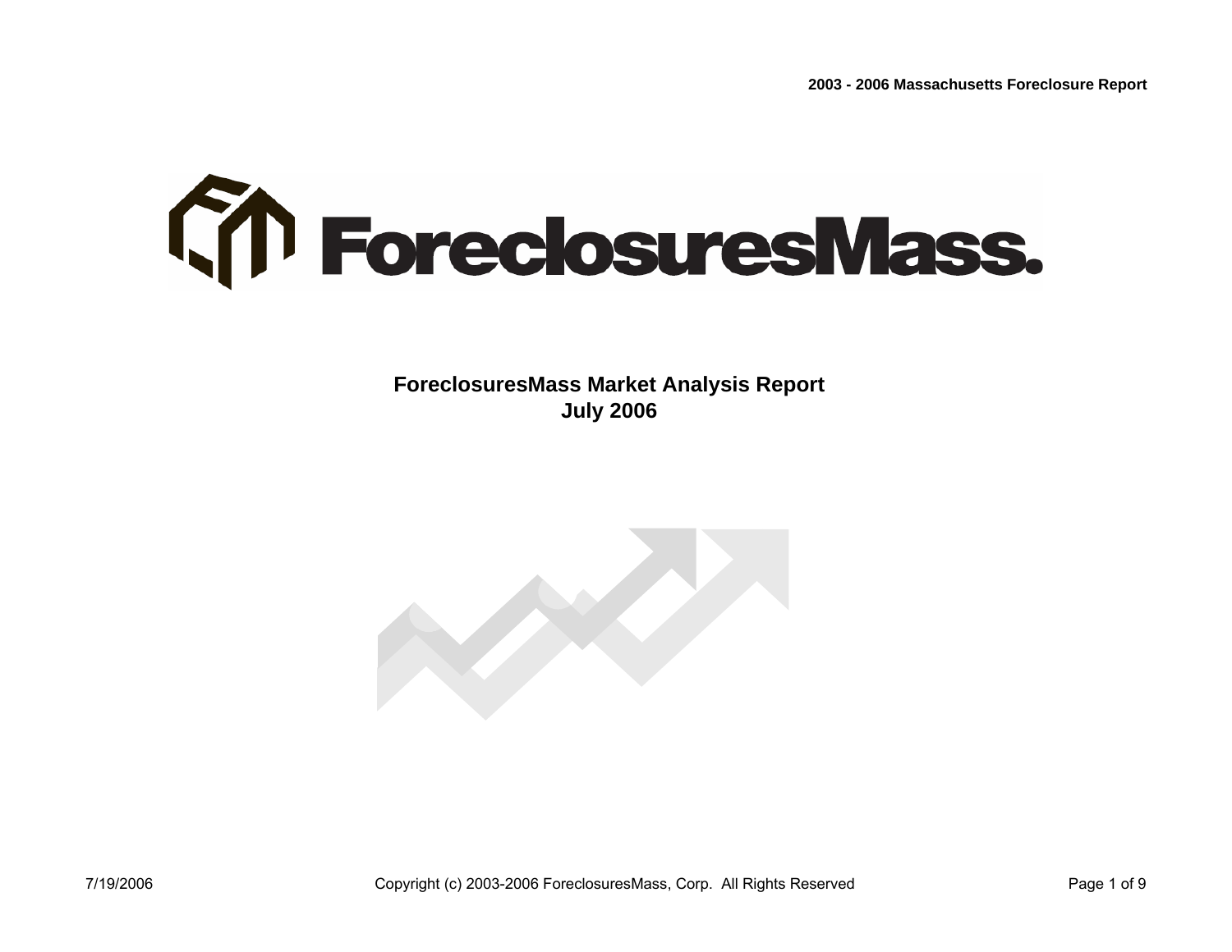# ForeclosuresMass.

## ForeclosuresMass Market Analysis Report
## July 2006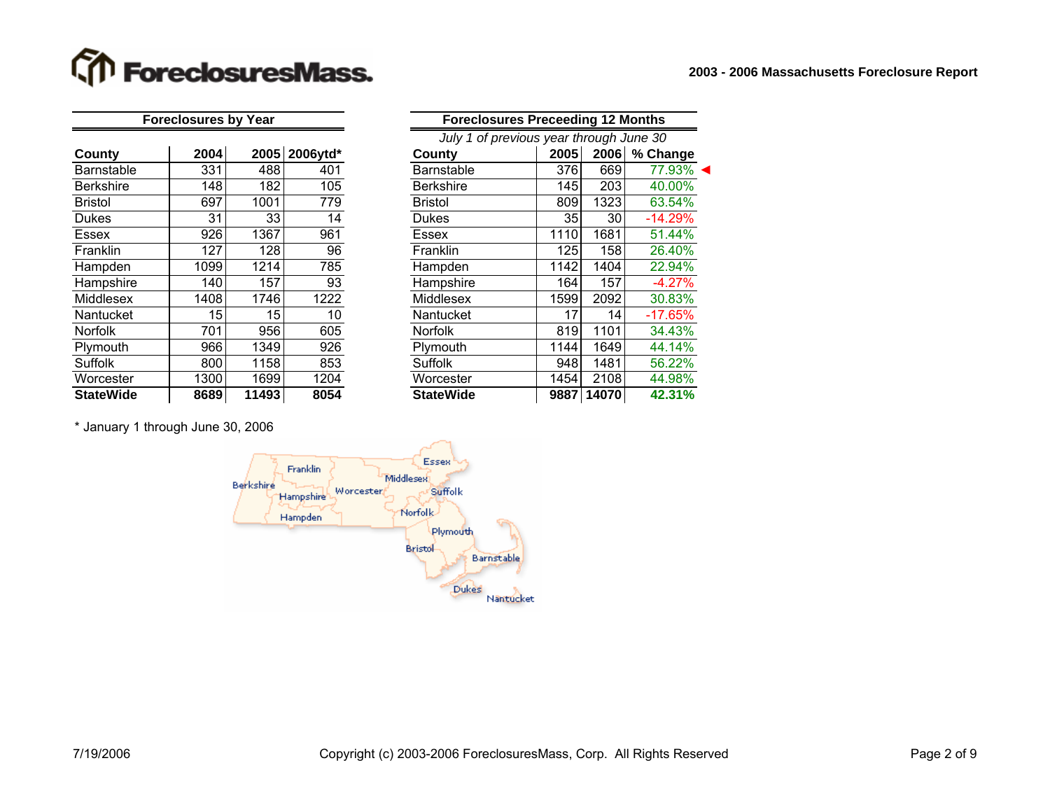**ForeclosuresMass.**

**2003 - 2006 Massachusetts Foreclosure Report**

### Foreclosures by Year

| County | 2004 | 2005 | 2006ytd* |
|---|---|---|---|
| Barnstable | 331 | 488 | 401 |
| Berkshire | 148 | 182 | 105 |
| Bristol | 697 | 1001 | 779 |
| Dukes | 31 | 33 | 14 |
| Essex | 926 | 1367 | 961 |
| Franklin | 127 | 128 | 96 |
| Hampden | 1099 | 1214 | 785 |
| Hampshire | 140 | 157 | 93 |
| Middlesex | 1408 | 1746 | 1222 |
| Nantucket | 15 | 15 | 10 |
| Norfolk | 701 | 956 | 605 |
| Plymouth | 966 | 1349 | 926 |
| Suffolk | 800 | 1158 | 853 |
| Worcester | 1300 | 1699 | 1204 |
| **StateWide** | **8689** | **11493** | **8054** |

* January 1 through June 30, 2006

### Foreclosures Preceeding 12 Months

*July 1 of previous year through June 30*

| County | 2005 | 2006 | % Change |
|---|---|---|---|
| Barnstable | 376 | 669 | 77.93% ◄ |
| Berkshire | 145 | 203 | 40.00% |
| Bristol | 809 | 1323 | 63.54% |
| Dukes | 35 | 30 | -14.29% |
| Essex | 1110 | 1681 | 51.44% |
| Franklin | 125 | 158 | 26.40% |
| Hampden | 1142 | 1404 | 22.94% |
| Hampshire | 164 | 157 | -4.27% |
| Middlesex | 1599 | 2092 | 30.83% |
| Nantucket | 17 | 14 | -17.65% |
| Norfolk | 819 | 1101 | 34.43% |
| Plymouth | 1144 | 1649 | 44.14% |
| Suffolk | 948 | 1481 | 56.22% |
| Worcester | 1454 | 2108 | 44.98% |
| **StateWide** | **9887** | **14070** | **42.31%** |

7/19/2006

Copyright (c) 2003-2006 ForeclosuresMass, Corp. All Rights Reserved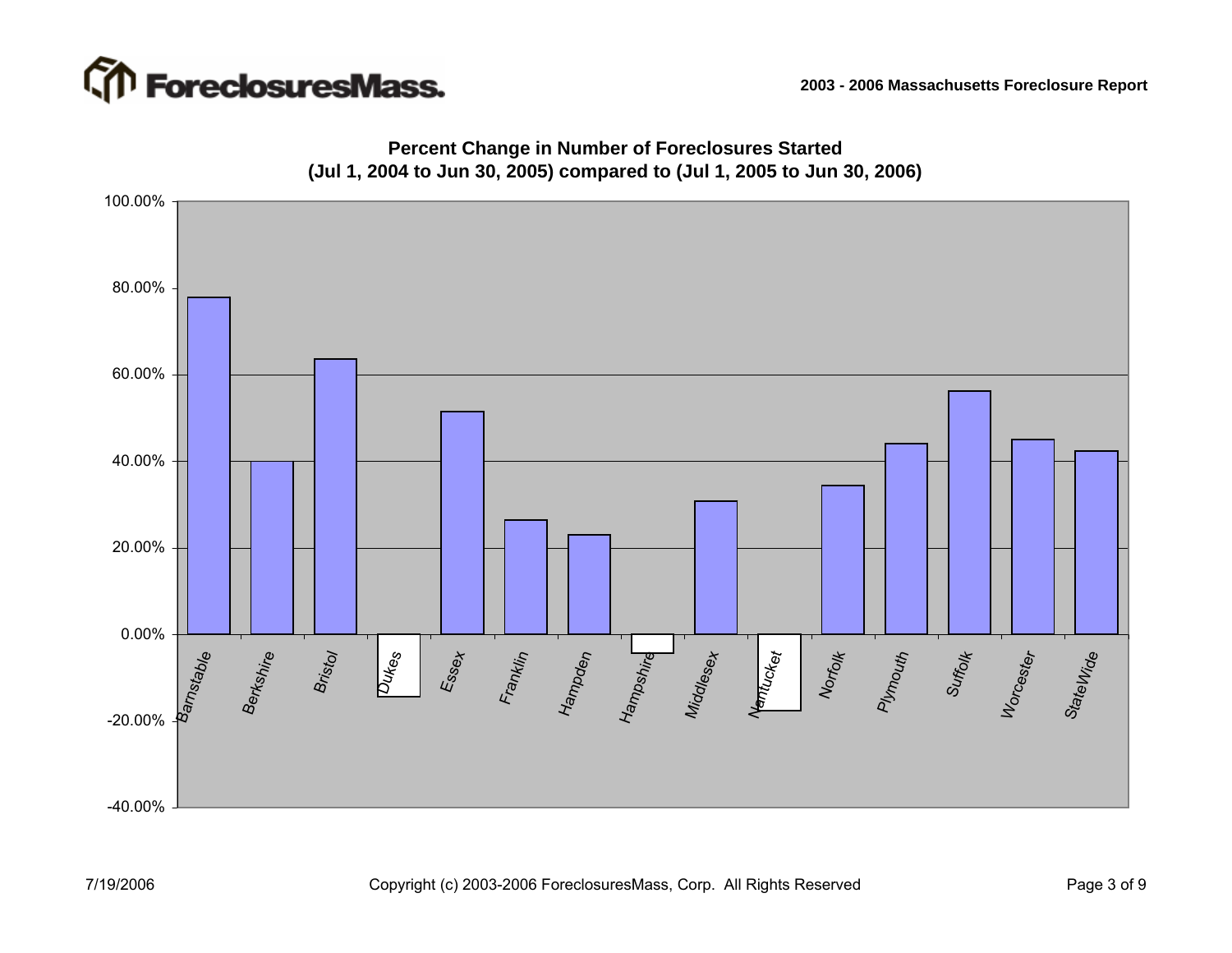## Percent Change in Number of Foreclosures Started
## (Jul 1, 2004 to Jun 30, 2005) compared to (Jul 1, 2005 to Jun 30, 2006)

100.00%
80.00%
60.00%
40.00%
20.00%
0.00%
-20.00%
-40.00%

Barnstable
Berkshire
Bristol
Dukes
Essex
Franklin
Hampden
Hampshire
Middlesex
Nantucket
Norfolk
Plymouth
Suffolk
Worcester
StateWide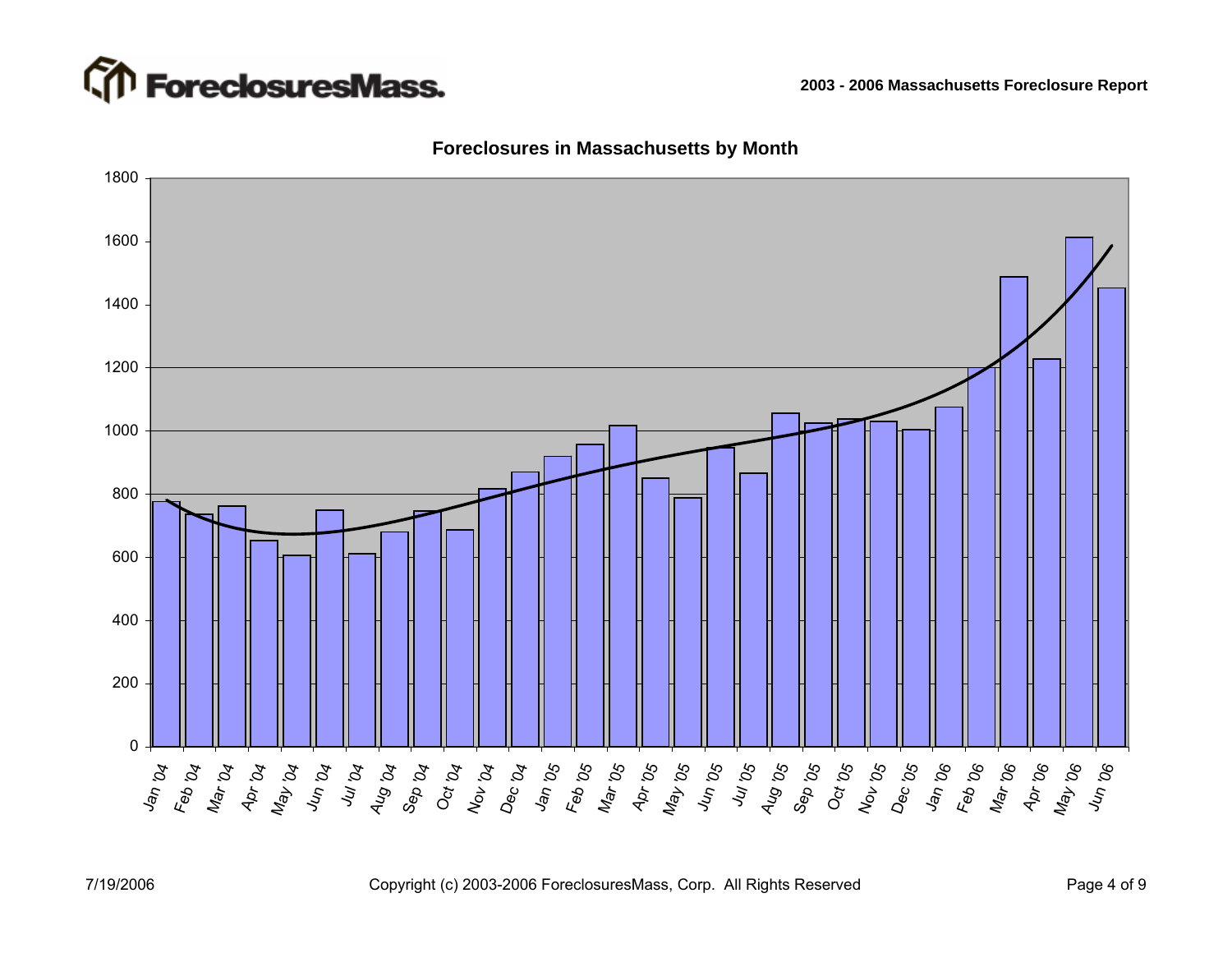## Foreclosures in Massachusetts by Month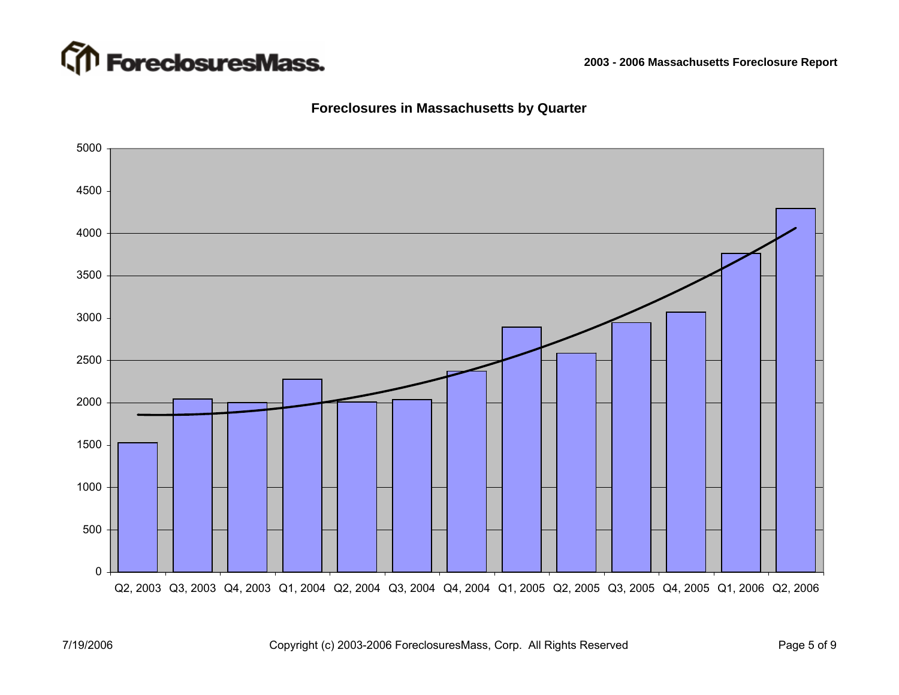## Foreclosures in Massachusetts by Quarter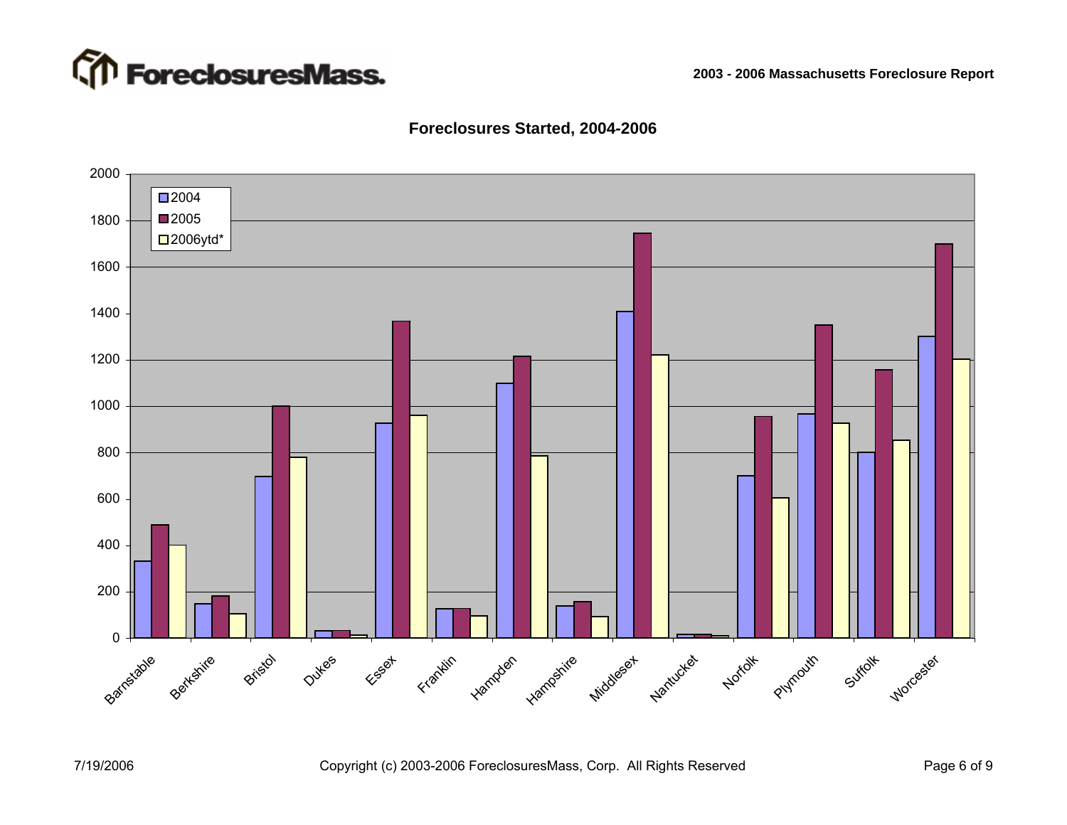## Foreclosures Started, 2004-2006

- 2004
- 2005
- 2006ytd*

Barnstable, Berkshire, Bristol, Dukes, Essex, Franklin, Hampden, Hampshire, Middlesex, Nantucket, Norfolk, Plymouth, Suffolk, Worcester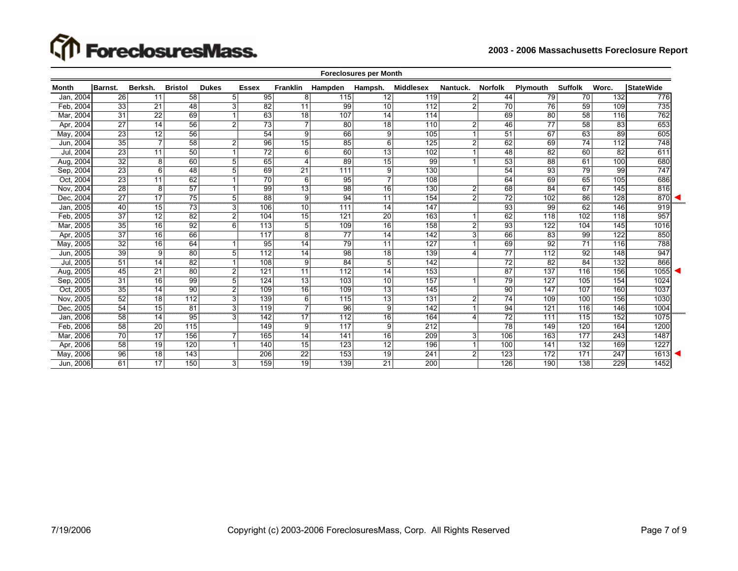## 2003 - 2006 Massachusetts Foreclosure Report

### Foreclosures per Month

| Month | Barnst. | Berksh. | Bristol | Dukes | Essex | Franklin | Hampden | Hampsh. | Middlesex | Nantuck. | Norfolk | Plymouth | Suffolk | Worc. | StateWide |
|---|---|---|---|---|---|---|---|---|---|---|---|---|---|---|---|
| Jan, 2004 | 26 | 11 | 58 | 5 | 95 | 8 | 115 | 12 | 119 | 2 | 44 | 79 | 70 | 132 | 776 |
| Feb, 2004 | 33 | 21 | 48 | 3 | 82 | 11 | 99 | 10 | 112 | 2 | 70 | 76 | 59 | 109 | 735 |
| Mar, 2004 | 31 | 22 | 69 | 1 | 63 | 18 | 107 | 14 | 114 | | 69 | 80 | 58 | 116 | 762 |
| Apr, 2004 | 27 | 14 | 56 | 2 | 73 | 7 | 80 | 18 | 110 | 2 | 46 | 77 | 58 | 83 | 653 |
| May, 2004 | 23 | 12 | 56 | | 54 | 9 | 66 | 9 | 105 | 1 | 51 | 67 | 63 | 89 | 605 |
| Jun, 2004 | 35 | 7 | 58 | 2 | 96 | 15 | 85 | 6 | 125 | 2 | 62 | 69 | 74 | 112 | 748 |
| Jul, 2004 | 23 | 11 | 50 | 1 | 72 | 6 | 60 | 13 | 102 | 1 | 48 | 82 | 60 | 82 | 611 |
| Aug, 2004 | 32 | 8 | 60 | 5 | 65 | 4 | 89 | 15 | 99 | 1 | 53 | 88 | 61 | 100 | 680 |
| Sep, 2004 | 23 | 6 | 48 | 5 | 69 | 21 | 111 | 9 | 130 | | 54 | 93 | 79 | 99 | 747 |
| Oct, 2004 | 23 | 11 | 62 | 1 | 70 | 6 | 95 | 7 | 108 | | 64 | 69 | 65 | 105 | 686 |
| Nov, 2004 | 28 | 8 | 57 | 1 | 99 | 13 | 98 | 16 | 130 | 2 | 68 | 84 | 67 | 145 | 816 |
| Dec, 2004 | 27 | 17 | 75 | 5 | 88 | 9 | 94 | 11 | 154 | 2 | 72 | 102 | 86 | 128 | 870 ◄ |
| Jan, 2005 | 40 | 15 | 73 | 3 | 106 | 10 | 111 | 14 | 147 | | 93 | 99 | 62 | 146 | 919 |
| Feb, 2005 | 37 | 12 | 82 | 2 | 104 | 15 | 121 | 20 | 163 | 1 | 62 | 118 | 102 | 118 | 957 |
| Mar, 2005 | 35 | 16 | 92 | 6 | 113 | 5 | 109 | 16 | 158 | 2 | 93 | 122 | 104 | 145 | 1016 |
| Apr, 2005 | 37 | 16 | 66 | | 117 | 8 | 77 | 14 | 142 | 3 | 66 | 83 | 99 | 122 | 850 |
| May, 2005 | 32 | 16 | 64 | 1 | 95 | 14 | 79 | 11 | 127 | 1 | 69 | 92 | 71 | 116 | 788 |
| Jun, 2005 | 39 | 9 | 80 | 5 | 112 | 14 | 98 | 18 | 139 | 4 | 77 | 112 | 92 | 148 | 947 |
| Jul, 2005 | 51 | 14 | 82 | 1 | 108 | 9 | 84 | 5 | 142 | | 72 | 82 | 84 | 132 | 866 |
| Aug, 2005 | 45 | 21 | 80 | 2 | 121 | 11 | 112 | 14 | 153 | | 87 | 137 | 116 | 156 | 1055 ◄ |
| Sep, 2005 | 31 | 16 | 99 | 5 | 124 | 13 | 103 | 10 | 157 | 1 | 79 | 127 | 105 | 154 | 1024 |
| Oct, 2005 | 35 | 14 | 90 | 2 | 109 | 16 | 109 | 13 | 145 | | 90 | 147 | 107 | 160 | 1037 |
| Nov, 2005 | 52 | 18 | 112 | 3 | 139 | 6 | 115 | 13 | 131 | 2 | 74 | 109 | 100 | 156 | 1030 |
| Dec, 2005 | 54 | 15 | 81 | 3 | 119 | 7 | 96 | 9 | 142 | 1 | 94 | 121 | 116 | 146 | 1004 |
| Jan, 2006 | 58 | 14 | 95 | 3 | 142 | 17 | 112 | 16 | 164 | 4 | 72 | 111 | 115 | 152 | 1075 |
| Feb, 2006 | 58 | 20 | 115 | | 149 | 9 | 117 | 9 | 212 | | 78 | 149 | 120 | 164 | 1200 |
| Mar, 2006 | 70 | 17 | 156 | 7 | 165 | 14 | 141 | 16 | 209 | 3 | 106 | 163 | 177 | 243 | 1487 |
| Apr, 2006 | 58 | 19 | 120 | 1 | 140 | 15 | 123 | 12 | 196 | 1 | 100 | 141 | 132 | 169 | 1227 |
| May, 2006 | 96 | 18 | 143 | | 206 | 22 | 153 | 19 | 241 | 2 | 123 | 172 | 171 | 247 | 1613 ◄ |
| Jun, 2006 | 61 | 17 | 150 | 3 | 159 | 19 | 139 | 21 | 200 | | 126 | 190 | 138 | 229 | 1452 |

7/19/2006

Copyright (c) 2003-2006 ForeclosuresMass, Corp. All Rights Reserved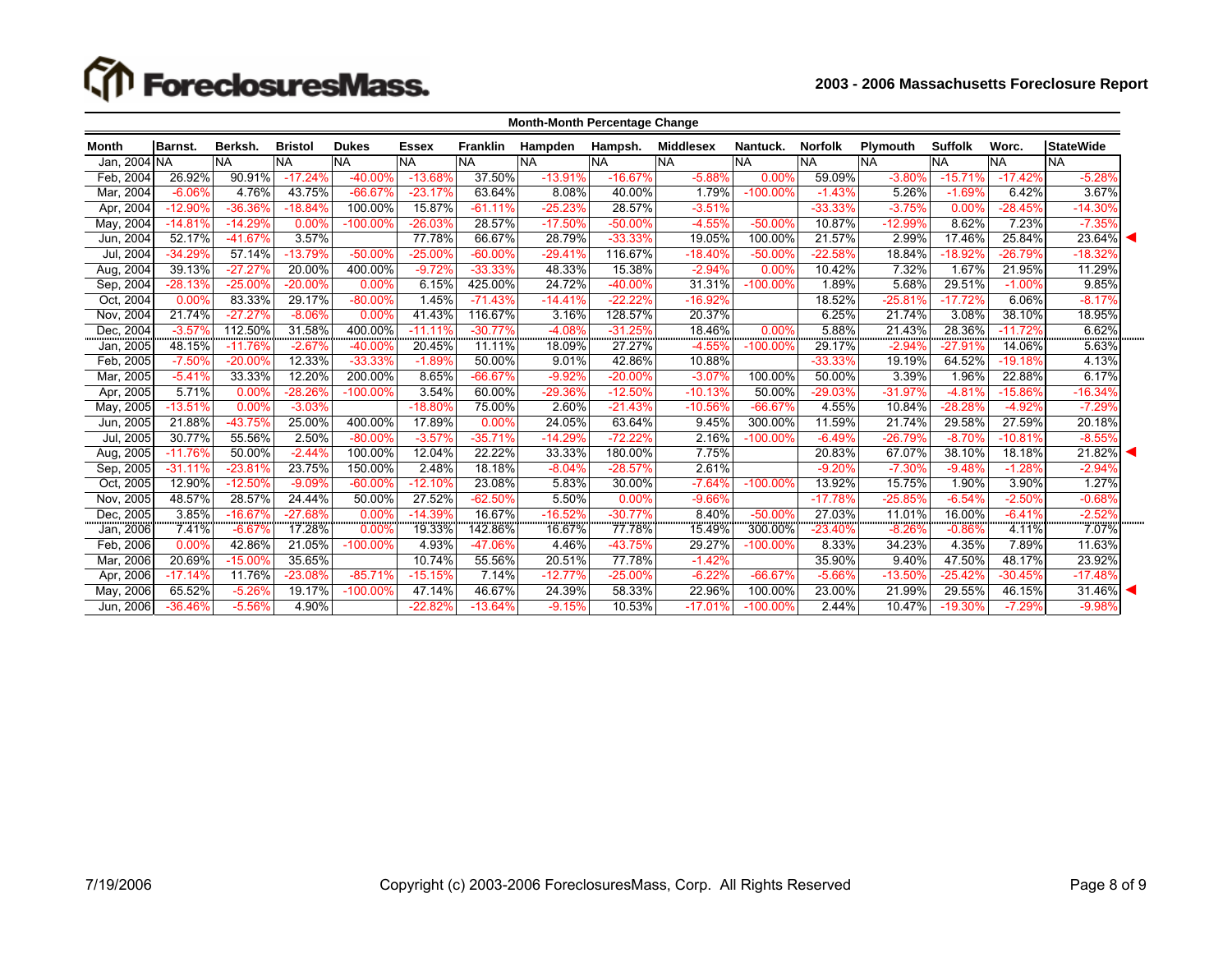## Month-Month Percentage Change

| Month | Barnst. | Berksh. | Bristol | Dukes | Essex | Franklin | Hampden | Hampsh. | Middlesex | Nantuck. | Norfolk | Plymouth | Suffolk | Worc. | StateWide |
|---|---|---|---|---|---|---|---|---|---|---|---|---|---|---|---|
| Jan, 2004 | NA | NA | NA | NA | NA | NA | NA | NA | NA | NA | NA | NA | NA | NA | NA |
| Feb, 2004 | 26.92% | 90.91% | -17.24% | -40.00% | -13.68% | 37.50% | -13.91% | -16.67% | -5.88% | 0.00% | 59.09% | -3.80% | -15.71% | -17.42% | -5.28% |
| Mar, 2004 | -6.06% | 4.76% | 43.75% | -66.67% | -23.17% | 63.64% | 8.08% | 40.00% | 1.79% | -100.00% | -1.43% | 5.26% | -1.69% | 6.42% | 3.67% |
| Apr, 2004 | -12.90% | -36.36% | -18.84% | 100.00% | 15.87% | -61.11% | -25.23% | 28.57% | -3.51% | | -33.33% | -3.75% | 0.00% | -28.45% | -14.30% |
| May, 2004 | -14.81% | -14.29% | 0.00% | -100.00% | -26.03% | 28.57% | -17.50% | -50.00% | -4.55% | -50.00% | 10.87% | -12.99% | 8.62% | 7.23% | -7.35% |
| Jun, 2004 | 52.17% | -41.67% | 3.57% | | 77.78% | 66.67% | 28.79% | -33.33% | 19.05% | 100.00% | 21.57% | 2.99% | 17.46% | 25.84% | 23.64% ◄ |
| Jul, 2004 | -34.29% | 57.14% | -13.79% | -50.00% | -25.00% | -60.00% | -29.41% | 116.67% | -18.40% | -50.00% | -22.58% | 18.84% | -18.92% | -26.79% | -18.32% |
| Aug, 2004 | 39.13% | -27.27% | 20.00% | 400.00% | -9.72% | -33.33% | 48.33% | 15.38% | -2.94% | 0.00% | 10.42% | 7.32% | 1.67% | 21.95% | 11.29% |
| Sep, 2004 | -28.13% | -25.00% | -20.00% | 0.00% | 6.15% | 425.00% | 24.72% | -40.00% | 31.31% | -100.00% | 1.89% | 5.68% | 29.51% | -1.00% | 9.85% |
| Oct, 2004 | 0.00% | 83.33% | 29.17% | -80.00% | 1.45% | -71.43% | -14.41% | -22.22% | -16.92% | | 18.52% | -25.81% | -17.72% | 6.06% | -8.17% |
| Nov, 2004 | 21.74% | -27.27% | -8.06% | 0.00% | 41.43% | 116.67% | 3.16% | 128.57% | 20.37% | | 6.25% | 21.74% | 3.08% | 38.10% | 18.95% |
| Dec, 2004 | -3.57% | 112.50% | 31.58% | 400.00% | -11.11% | -30.77% | -4.08% | -31.25% | 18.46% | 0.00% | 5.88% | 21.43% | 28.36% | -11.72% | 6.62% |
| Jan, 2005 | 48.15% | -11.76% | -2.67% | -40.00% | 20.45% | 11.11% | 18.09% | 27.27% | -4.55% | -100.00% | 29.17% | -2.94% | -27.91% | 14.06% | 5.63% |
| Feb, 2005 | -7.50% | -20.00% | 12.33% | -33.33% | -1.89% | 50.00% | 9.01% | 42.86% | 10.88% | | -33.33% | 19.19% | 64.52% | -19.18% | 4.13% |
| Mar, 2005 | -5.41% | 33.33% | 12.20% | 200.00% | 8.65% | -66.67% | -9.92% | -20.00% | -3.07% | 100.00% | 50.00% | 3.39% | 1.96% | 22.88% | 6.17% |
| Apr, 2005 | 5.71% | 0.00% | -28.26% | -100.00% | 3.54% | 60.00% | -29.36% | -12.50% | -10.13% | 50.00% | -29.03% | -31.97% | -4.81% | -15.86% | -16.34% |
| May, 2005 | -13.51% | 0.00% | -3.03% | | -18.80% | 75.00% | 2.60% | -21.43% | -10.56% | -66.67% | 4.55% | 10.84% | -28.28% | -4.92% | -7.29% |
| Jun, 2005 | 21.88% | -43.75% | 25.00% | 400.00% | 17.89% | 0.00% | 24.05% | 63.64% | 9.45% | 300.00% | 11.59% | 21.74% | 29.58% | 27.59% | 20.18% |
| Jul, 2005 | 30.77% | 55.56% | 2.50% | -80.00% | -3.57% | -35.71% | -14.29% | -72.22% | 2.16% | -100.00% | -6.49% | -26.79% | -8.70% | -10.81% | -8.55% |
| Aug, 2005 | -11.76% | 50.00% | -2.44% | 100.00% | 12.04% | 22.22% | 33.33% | 180.00% | 7.75% | | 20.83% | 67.07% | 38.10% | 18.18% | 21.82% ◄ |
| Sep, 2005 | -31.11% | -23.81% | 23.75% | 150.00% | 2.48% | 18.18% | -8.04% | -28.57% | 2.61% | | -9.20% | -7.30% | -9.48% | -1.28% | -2.94% |
| Oct, 2005 | 12.90% | -12.50% | -9.09% | -60.00% | -12.10% | 23.08% | 5.83% | 30.00% | -7.64% | -100.00% | 13.92% | 15.75% | 1.90% | 3.90% | 1.27% |
| Nov, 2005 | 48.57% | 28.57% | 24.44% | 50.00% | 27.52% | -62.50% | 5.50% | 0.00% | -9.66% | | -17.78% | -25.85% | -6.54% | -2.50% | -0.68% |
| Dec, 2005 | 3.85% | -16.67% | -27.68% | 0.00% | -14.39% | 16.67% | -16.52% | -30.77% | 8.40% | -50.00% | 27.03% | 11.01% | 16.00% | -6.41% | -2.52% |
| Jan, 2006 | 7.41% | -6.67% | 17.28% | 0.00% | 19.33% | 142.86% | 16.67% | 77.78% | 15.49% | 300.00% | -23.40% | -8.26% | -0.86% | 4.11% | 7.07% |
| Feb, 2006 | 0.00% | 42.86% | 21.05% | -100.00% | 4.93% | -47.06% | 4.46% | -43.75% | 29.27% | -100.00% | 8.33% | 34.23% | 4.35% | 7.89% | 11.63% |
| Mar, 2006 | 20.69% | -15.00% | 35.65% | | 10.74% | 55.56% | 20.51% | 77.78% | -1.42% | | 35.90% | 9.40% | 47.50% | 48.17% | 23.92% |
| Apr, 2006 | -17.14% | 11.76% | -23.08% | -85.71% | -15.15% | 7.14% | -12.77% | -25.00% | -6.22% | -66.67% | -5.66% | -13.50% | -25.42% | -30.45% | -17.48% |
| May, 2006 | 65.52% | -5.26% | 19.17% | -100.00% | 47.14% | 46.67% | 24.39% | 58.33% | 22.96% | 100.00% | 23.00% | 21.99% | 29.55% | 46.15% | 31.46% ◄ |
| Jun, 2006 | -36.46% | -5.56% | 4.90% | | -22.82% | -13.64% | -9.15% | 10.53% | -17.01% | -100.00% | 2.44% | 10.47% | -19.30% | -7.29% | -9.98% |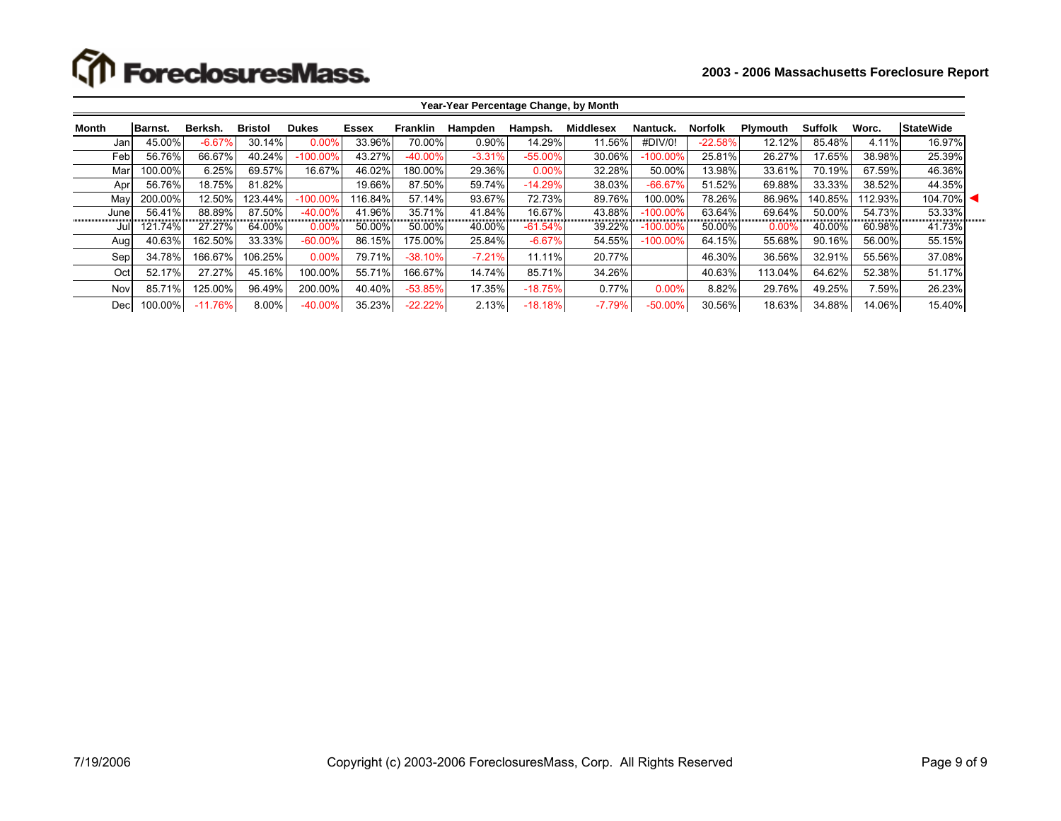# ForeclosuresMass.

**2003 - 2006 Massachusetts Foreclosure Report**

**Year-Year Percentage Change, by Month**

| Month | Barnst. | Berksh. | Bristol | Dukes | Essex | Franklin | Hampden | Hampsh. | Middlesex | Nantuck. | Norfolk | Plymouth | Suffolk | Worc. | StateWide |
|---|---|---|---|---|---|---|---|---|---|---|---|---|---|---|---|
| Jan | 45.00% | -6.67% | 30.14% | 0.00% | 33.96% | 70.00% | 0.90% | 14.29% | 11.56% | #DIV/0! | -22.58% | 12.12% | 85.48% | 4.11% | 16.97% |
| Feb | 56.76% | 66.67% | 40.24% | -100.00% | 43.27% | -40.00% | -3.31% | -55.00% | 30.06% | -100.00% | 25.81% | 26.27% | 17.65% | 38.98% | 25.39% |
| Mar | 100.00% | 6.25% | 69.57% | 16.67% | 46.02% | 180.00% | 29.36% | 0.00% | 32.28% | 50.00% | 13.98% | 33.61% | 70.19% | 67.59% | 46.36% |
| Apr | 56.76% | 18.75% | 81.82% | | 19.66% | 87.50% | 59.74% | -14.29% | 38.03% | -66.67% | 51.52% | 69.88% | 33.33% | 38.52% | 44.35% |
| May | 200.00% | 12.50% | 123.44% | -100.00% | 116.84% | 57.14% | 93.67% | 72.73% | 89.76% | 100.00% | 78.26% | 86.96% | 140.85% | 112.93% | 104.70% |
| June | 56.41% | 88.89% | 87.50% | -40.00% | 41.96% | 35.71% | 41.84% | 16.67% | 43.88% | -100.00% | 63.64% | 69.64% | 50.00% | 54.73% | 53.33% |
| Jul | 121.74% | 27.27% | 64.00% | 0.00% | 50.00% | 50.00% | 40.00% | -61.54% | 39.22% | -100.00% | 50.00% | 0.00% | 40.00% | 60.98% | 41.73% |
| Aug | 40.63% | 162.50% | 33.33% | -60.00% | 86.15% | 175.00% | 25.84% | -6.67% | 54.55% | -100.00% | 64.15% | 55.68% | 90.16% | 56.00% | 55.15% |
| Sep | 34.78% | 166.67% | 106.25% | 0.00% | 79.71% | -38.10% | -7.21% | 11.11% | 20.77% | | 46.30% | 36.56% | 32.91% | 55.56% | 37.08% |
| Oct | 52.17% | 27.27% | 45.16% | 100.00% | 55.71% | 166.67% | 14.74% | 85.71% | 34.26% | | 40.63% | 113.04% | 64.62% | 52.38% | 51.17% |
| Nov | 85.71% | 125.00% | 96.49% | 200.00% | 40.40% | -53.85% | 17.35% | -18.75% | 0.77% | 0.00% | 8.82% | 29.76% | 49.25% | 7.59% | 26.23% |
| Dec | 100.00% | -11.76% | 8.00% | -40.00% | 35.23% | -22.22% | 2.13% | -18.18% | -7.79% | -50.00% | 30.56% | 18.63% | 34.88% | 14.06% | 15.40% |

7/19/2006

Copyright (c) 2003-2006 ForeclosuresMass, Corp. All Rights Reserved